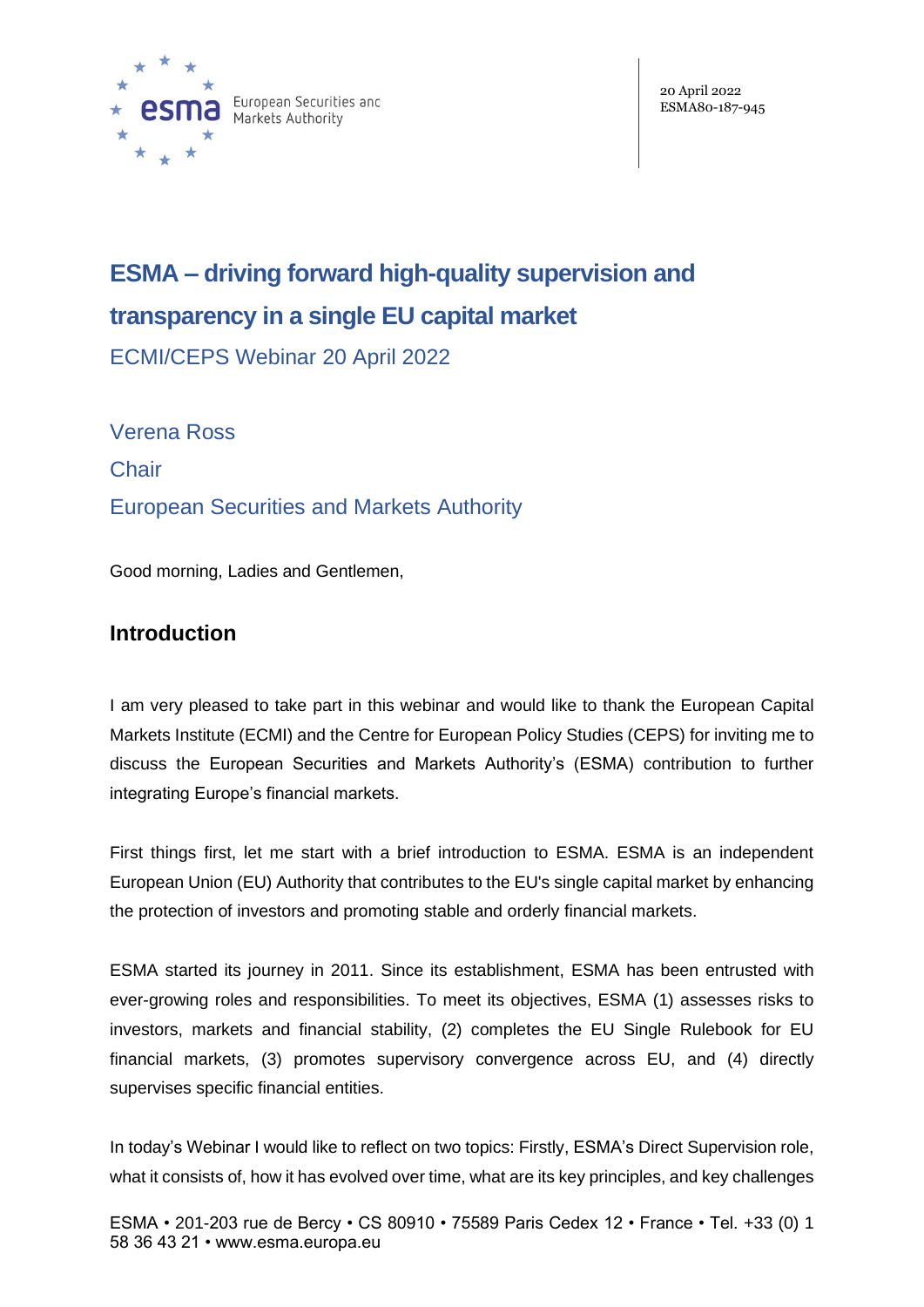20 April 2022
ESMA80-187-945

# ESMA – driving forward high-quality supervision and transparency in a single EU capital market

ECMI/CEPS Webinar 20 April 2022

Verena Ross

Chair

European Securities and Markets Authority

Good morning, Ladies and Gentlemen,

## Introduction

I am very pleased to take part in this webinar and would like to thank the European Capital Markets Institute (ECMI) and the Centre for European Policy Studies (CEPS) for inviting me to discuss the European Securities and Markets Authority's (ESMA) contribution to further integrating Europe's financial markets.

First things first, let me start with a brief introduction to ESMA. ESMA is an independent European Union (EU) Authority that contributes to the EU's single capital market by enhancing the protection of investors and promoting stable and orderly financial markets.

ESMA started its journey in 2011. Since its establishment, ESMA has been entrusted with ever-growing roles and responsibilities. To meet its objectives, ESMA (1) assesses risks to investors, markets and financial stability, (2) completes the EU Single Rulebook for EU financial markets, (3) promotes supervisory convergence across EU, and (4) directly supervises specific financial entities.

In today's Webinar I would like to reflect on two topics: Firstly, ESMA's Direct Supervision role, what it consists of, how it has evolved over time, what are its key principles, and key challenges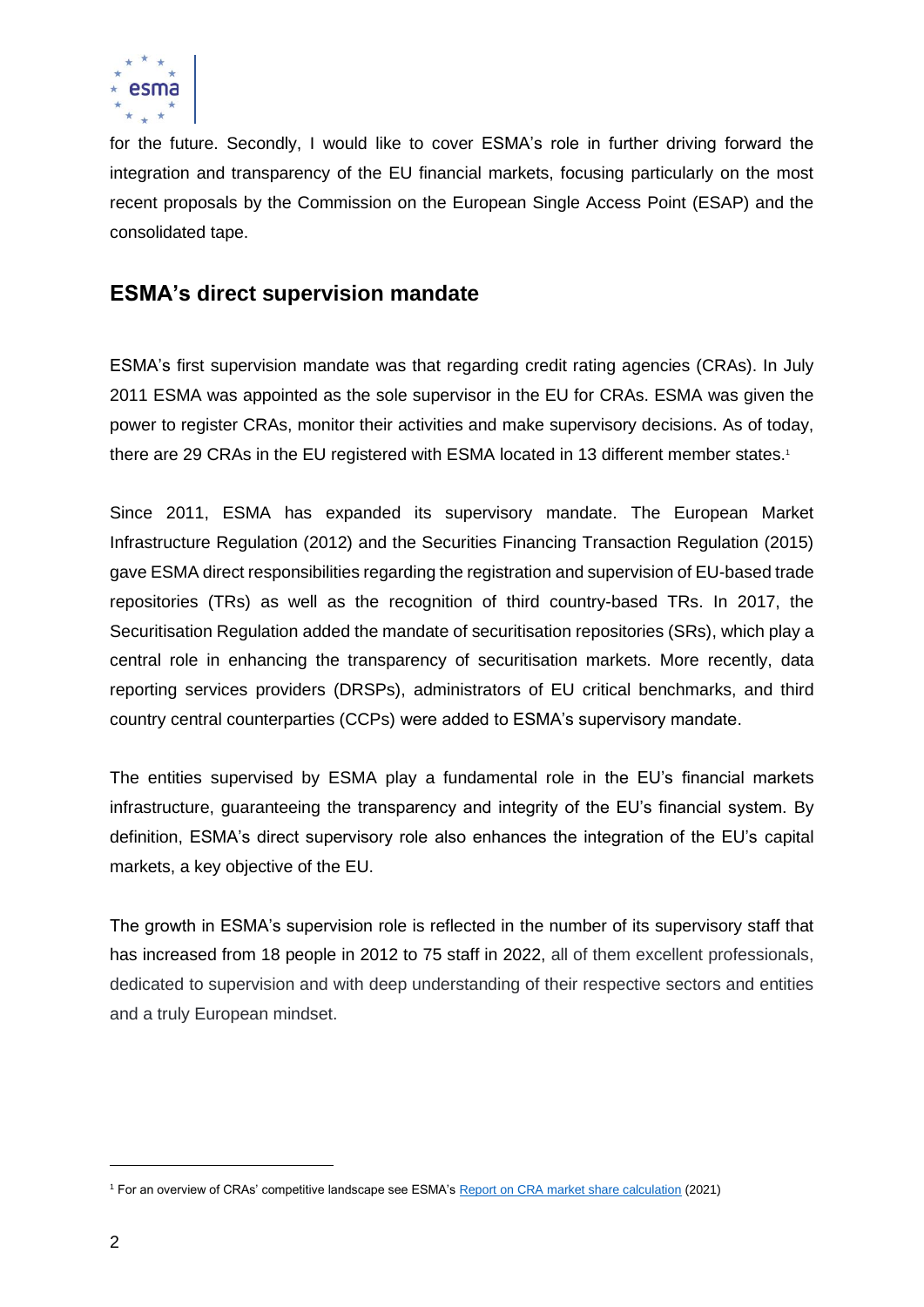for the future. Secondly, I would like to cover ESMA's role in further driving forward the integration and transparency of the EU financial markets, focusing particularly on the most recent proposals by the Commission on the European Single Access Point (ESAP) and the consolidated tape.

## ESMA's direct supervision mandate

ESMA's first supervision mandate was that regarding credit rating agencies (CRAs). In July 2011 ESMA was appointed as the sole supervisor in the EU for CRAs. ESMA was given the power to register CRAs, monitor their activities and make supervisory decisions. As of today, there are 29 CRAs in the EU registered with ESMA located in 13 different member states.[1]

Since 2011, ESMA has expanded its supervisory mandate. The European Market Infrastructure Regulation (2012) and the Securities Financing Transaction Regulation (2015) gave ESMA direct responsibilities regarding the registration and supervision of EU-based trade repositories (TRs) as well as the recognition of third country-based TRs. In 2017, the Securitisation Regulation added the mandate of securitisation repositories (SRs), which play a central role in enhancing the transparency of securitisation markets. More recently, data reporting services providers (DRSPs), administrators of EU critical benchmarks, and third country central counterparties (CCPs) were added to ESMA's supervisory mandate.

The entities supervised by ESMA play a fundamental role in the EU's financial markets infrastructure, guaranteeing the transparency and integrity of the EU's financial system. By definition, ESMA's direct supervisory role also enhances the integration of the EU's capital markets, a key objective of the EU.

The growth in ESMA's supervision role is reflected in the number of its supervisory staff that has increased from 18 people in 2012 to 75 staff in 2022, all of them excellent professionals, dedicated to supervision and with deep understanding of their respective sectors and entities and a truly European mindset.

---

[1] For an overview of CRAs' competitive landscape see ESMA's [Report on CRA market share calculation](#) (2021)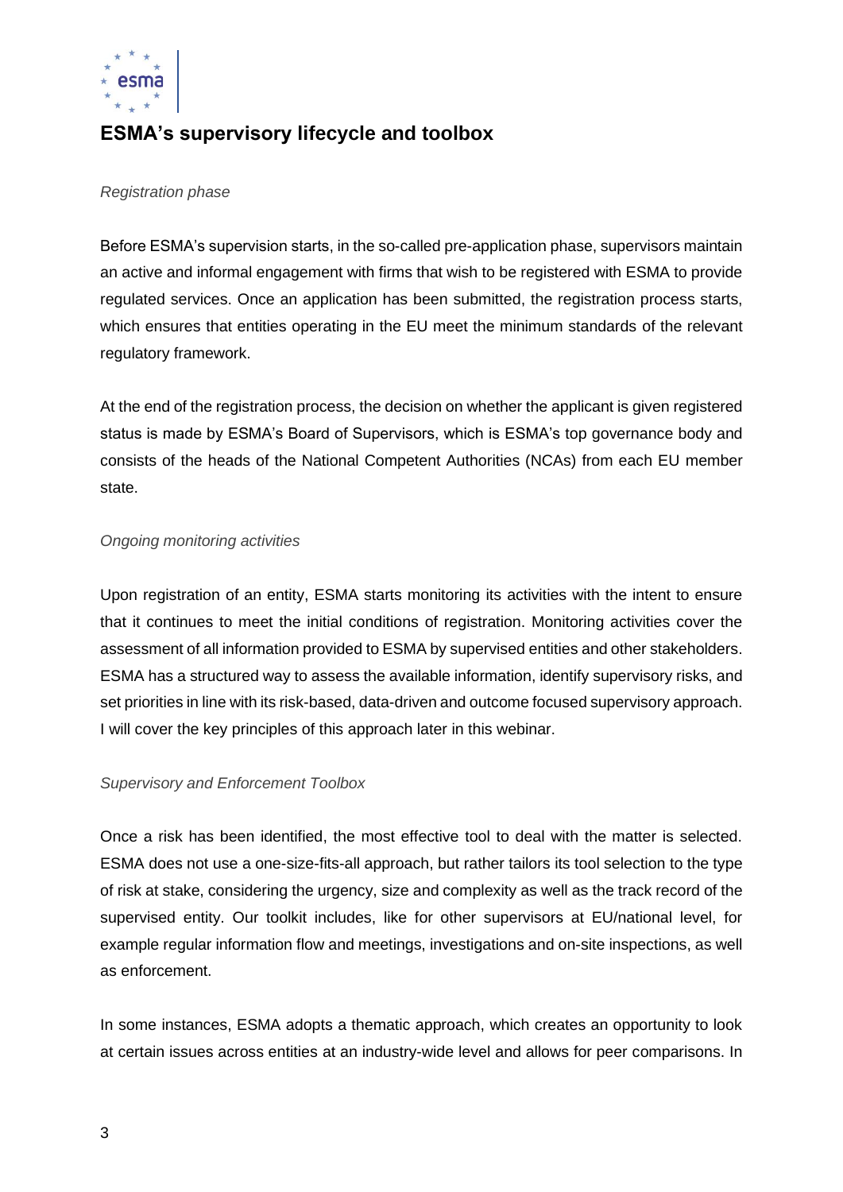## ESMA's supervisory lifecycle and toolbox

*Registration phase*

Before ESMA's supervision starts, in the so-called pre-application phase, supervisors maintain an active and informal engagement with firms that wish to be registered with ESMA to provide regulated services. Once an application has been submitted, the registration process starts, which ensures that entities operating in the EU meet the minimum standards of the relevant regulatory framework.

At the end of the registration process, the decision on whether the applicant is given registered status is made by ESMA's Board of Supervisors, which is ESMA's top governance body and consists of the heads of the National Competent Authorities (NCAs) from each EU member state.

*Ongoing monitoring activities*

Upon registration of an entity, ESMA starts monitoring its activities with the intent to ensure that it continues to meet the initial conditions of registration. Monitoring activities cover the assessment of all information provided to ESMA by supervised entities and other stakeholders. ESMA has a structured way to assess the available information, identify supervisory risks, and set priorities in line with its risk-based, data-driven and outcome focused supervisory approach. I will cover the key principles of this approach later in this webinar.

*Supervisory and Enforcement Toolbox*

Once a risk has been identified, the most effective tool to deal with the matter is selected. ESMA does not use a one-size-fits-all approach, but rather tailors its tool selection to the type of risk at stake, considering the urgency, size and complexity as well as the track record of the supervised entity. Our toolkit includes, like for other supervisors at EU/national level, for example regular information flow and meetings, investigations and on-site inspections, as well as enforcement.

In some instances, ESMA adopts a thematic approach, which creates an opportunity to look at certain issues across entities at an industry-wide level and allows for peer comparisons. In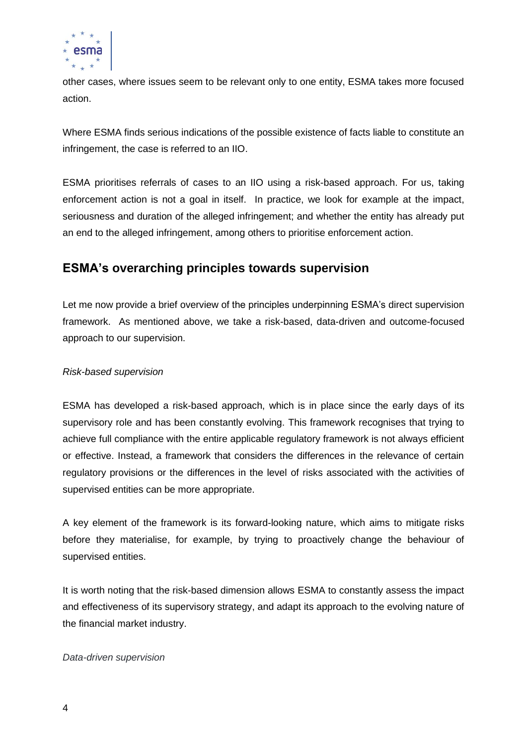other cases, where issues seem to be relevant only to one entity, ESMA takes more focused action.

Where ESMA finds serious indications of the possible existence of facts liable to constitute an infringement, the case is referred to an IIO.

ESMA prioritises referrals of cases to an IIO using a risk-based approach. For us, taking enforcement action is not a goal in itself. In practice, we look for example at the impact, seriousness and duration of the alleged infringement; and whether the entity has already put an end to the alleged infringement, among others to prioritise enforcement action.

## ESMA's overarching principles towards supervision

Let me now provide a brief overview of the principles underpinning ESMA's direct supervision framework. As mentioned above, we take a risk-based, data-driven and outcome-focused approach to our supervision.

*Risk-based supervision*

ESMA has developed a risk-based approach, which is in place since the early days of its supervisory role and has been constantly evolving. This framework recognises that trying to achieve full compliance with the entire applicable regulatory framework is not always efficient or effective. Instead, a framework that considers the differences in the relevance of certain regulatory provisions or the differences in the level of risks associated with the activities of supervised entities can be more appropriate.

A key element of the framework is its forward-looking nature, which aims to mitigate risks before they materialise, for example, by trying to proactively change the behaviour of supervised entities.

It is worth noting that the risk-based dimension allows ESMA to constantly assess the impact and effectiveness of its supervisory strategy, and adapt its approach to the evolving nature of the financial market industry.

*Data-driven supervision*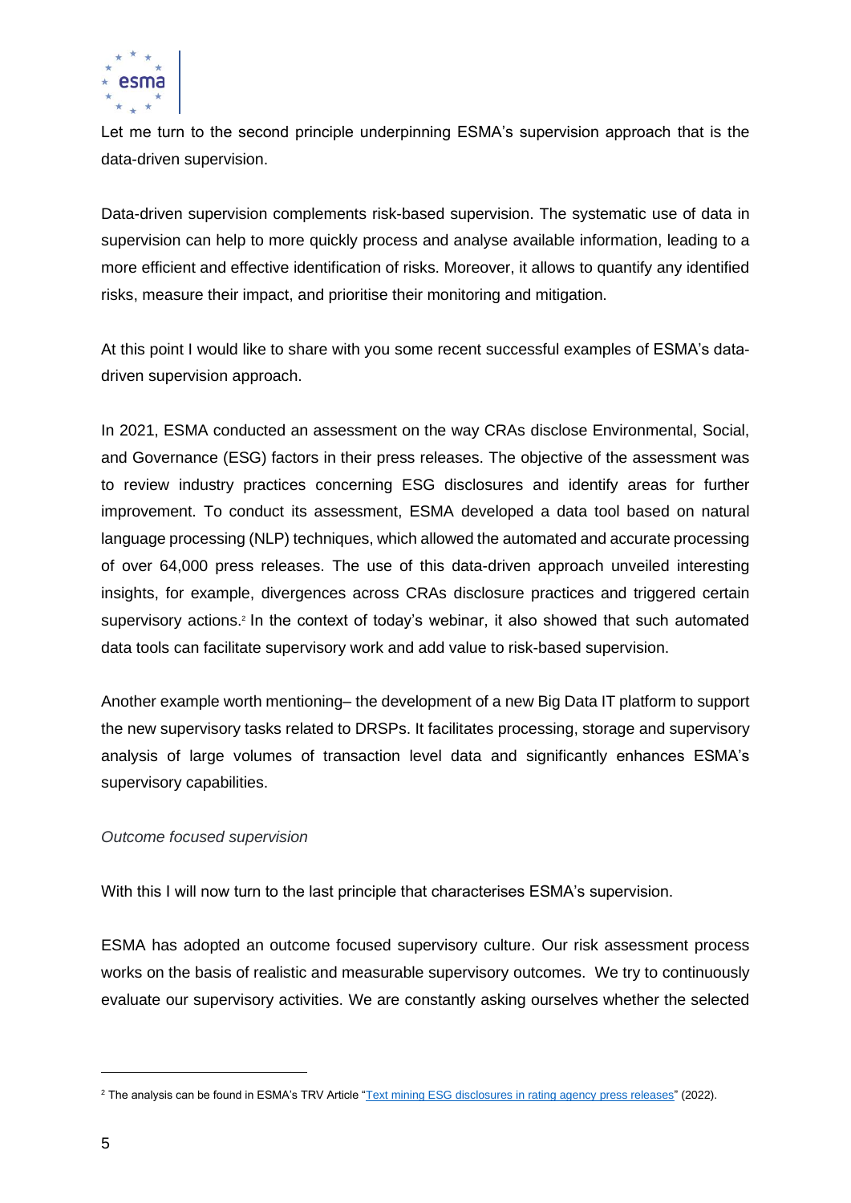Let me turn to the second principle underpinning ESMA's supervision approach that is the data-driven supervision.

Data-driven supervision complements risk-based supervision. The systematic use of data in supervision can help to more quickly process and analyse available information, leading to a more efficient and effective identification of risks. Moreover, it allows to quantify any identified risks, measure their impact, and prioritise their monitoring and mitigation.

At this point I would like to share with you some recent successful examples of ESMA's data-driven supervision approach.

In 2021, ESMA conducted an assessment on the way CRAs disclose Environmental, Social, and Governance (ESG) factors in their press releases. The objective of the assessment was to review industry practices concerning ESG disclosures and identify areas for further improvement. To conduct its assessment, ESMA developed a data tool based on natural language processing (NLP) techniques, which allowed the automated and accurate processing of over 64,000 press releases. The use of this data-driven approach unveiled interesting insights, for example, divergences across CRAs disclosure practices and triggered certain supervisory actions.[2] In the context of today's webinar, it also showed that such automated data tools can facilitate supervisory work and add value to risk-based supervision.

Another example worth mentioning– the development of a new Big Data IT platform to support the new supervisory tasks related to DRSPs. It facilitates processing, storage and supervisory analysis of large volumes of transaction level data and significantly enhances ESMA's supervisory capabilities.

*Outcome focused supervision*

With this I will now turn to the last principle that characterises ESMA's supervision.

ESMA has adopted an outcome focused supervisory culture. Our risk assessment process works on the basis of realistic and measurable supervisory outcomes. We try to continuously evaluate our supervisory activities. We are constantly asking ourselves whether the selected

---

[2] The analysis can be found in ESMA's TRV Article "[Text mining ESG disclosures in rating agency press releases]" (2022).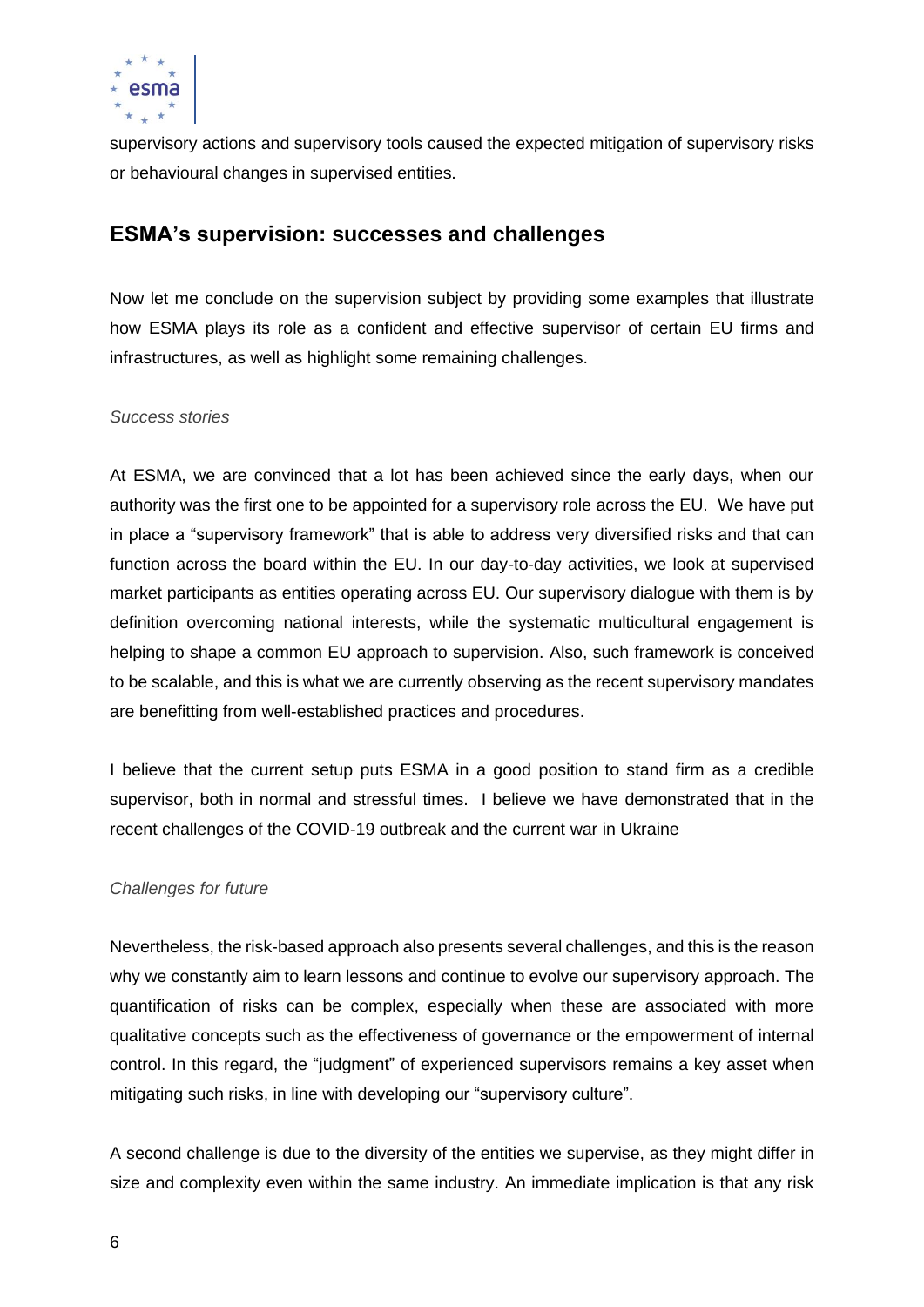supervisory actions and supervisory tools caused the expected mitigation of supervisory risks or behavioural changes in supervised entities.

## ESMA's supervision: successes and challenges

Now let me conclude on the supervision subject by providing some examples that illustrate how ESMA plays its role as a confident and effective supervisor of certain EU firms and infrastructures, as well as highlight some remaining challenges.

*Success stories*

At ESMA, we are convinced that a lot has been achieved since the early days, when our authority was the first one to be appointed for a supervisory role across the EU. We have put in place a "supervisory framework" that is able to address very diversified risks and that can function across the board within the EU. In our day-to-day activities, we look at supervised market participants as entities operating across EU. Our supervisory dialogue with them is by definition overcoming national interests, while the systematic multicultural engagement is helping to shape a common EU approach to supervision. Also, such framework is conceived to be scalable, and this is what we are currently observing as the recent supervisory mandates are benefitting from well-established practices and procedures.

I believe that the current setup puts ESMA in a good position to stand firm as a credible supervisor, both in normal and stressful times. I believe we have demonstrated that in the recent challenges of the COVID-19 outbreak and the current war in Ukraine

*Challenges for future*

Nevertheless, the risk-based approach also presents several challenges, and this is the reason why we constantly aim to learn lessons and continue to evolve our supervisory approach. The quantification of risks can be complex, especially when these are associated with more qualitative concepts such as the effectiveness of governance or the empowerment of internal control. In this regard, the "judgment" of experienced supervisors remains a key asset when mitigating such risks, in line with developing our "supervisory culture".

A second challenge is due to the diversity of the entities we supervise, as they might differ in size and complexity even within the same industry. An immediate implication is that any risk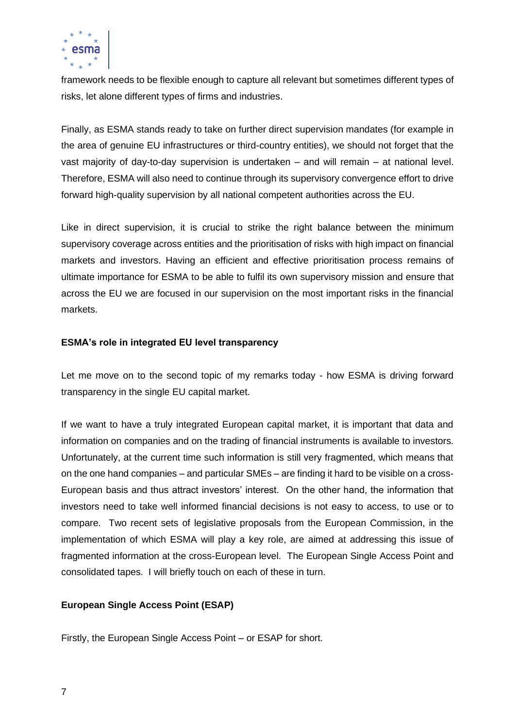framework needs to be flexible enough to capture all relevant but sometimes different types of risks, let alone different types of firms and industries.

Finally, as ESMA stands ready to take on further direct supervision mandates (for example in the area of genuine EU infrastructures or third-country entities), we should not forget that the vast majority of day-to-day supervision is undertaken – and will remain – at national level. Therefore, ESMA will also need to continue through its supervisory convergence effort to drive forward high-quality supervision by all national competent authorities across the EU.

Like in direct supervision, it is crucial to strike the right balance between the minimum supervisory coverage across entities and the prioritisation of risks with high impact on financial markets and investors. Having an efficient and effective prioritisation process remains of ultimate importance for ESMA to be able to fulfil its own supervisory mission and ensure that across the EU we are focused in our supervision on the most important risks in the financial markets.

**ESMA's role in integrated EU level transparency**

Let me move on to the second topic of my remarks today - how ESMA is driving forward transparency in the single EU capital market.

If we want to have a truly integrated European capital market, it is important that data and information on companies and on the trading of financial instruments is available to investors. Unfortunately, at the current time such information is still very fragmented, which means that on the one hand companies – and particular SMEs – are finding it hard to be visible on a cross-European basis and thus attract investors' interest. On the other hand, the information that investors need to take well informed financial decisions is not easy to access, to use or to compare. Two recent sets of legislative proposals from the European Commission, in the implementation of which ESMA will play a key role, are aimed at addressing this issue of fragmented information at the cross-European level. The European Single Access Point and consolidated tapes. I will briefly touch on each of these in turn.

**European Single Access Point (ESAP)**

Firstly, the European Single Access Point – or ESAP for short.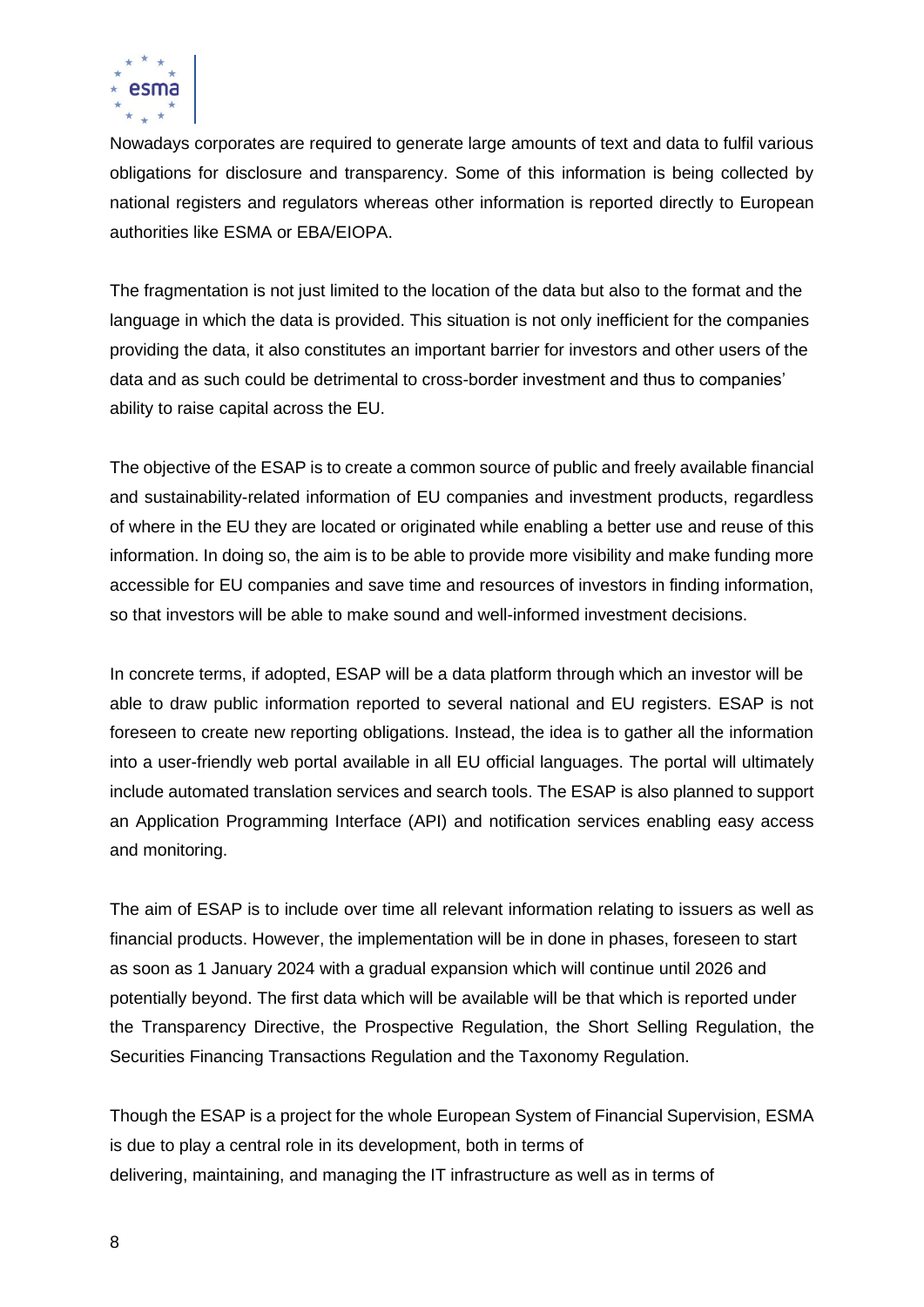Nowadays corporates are required to generate large amounts of text and data to fulfil various obligations for disclosure and transparency. Some of this information is being collected by national registers and regulators whereas other information is reported directly to European authorities like ESMA or EBA/EIOPA.

The fragmentation is not just limited to the location of the data but also to the format and the language in which the data is provided. This situation is not only inefficient for the companies providing the data, it also constitutes an important barrier for investors and other users of the data and as such could be detrimental to cross-border investment and thus to companies' ability to raise capital across the EU.

The objective of the ESAP is to create a common source of public and freely available financial and sustainability-related information of EU companies and investment products, regardless of where in the EU they are located or originated while enabling a better use and reuse of this information. In doing so, the aim is to be able to provide more visibility and make funding more accessible for EU companies and save time and resources of investors in finding information, so that investors will be able to make sound and well-informed investment decisions.

In concrete terms, if adopted, ESAP will be a data platform through which an investor will be able to draw public information reported to several national and EU registers. ESAP is not foreseen to create new reporting obligations. Instead, the idea is to gather all the information into a user-friendly web portal available in all EU official languages. The portal will ultimately include automated translation services and search tools. The ESAP is also planned to support an Application Programming Interface (API) and notification services enabling easy access and monitoring.

The aim of ESAP is to include over time all relevant information relating to issuers as well as financial products. However, the implementation will be in done in phases, foreseen to start as soon as 1 January 2024 with a gradual expansion which will continue until 2026 and potentially beyond. The first data which will be available will be that which is reported under the Transparency Directive, the Prospective Regulation, the Short Selling Regulation, the Securities Financing Transactions Regulation and the Taxonomy Regulation.

Though the ESAP is a project for the whole European System of Financial Supervision, ESMA is due to play a central role in its development, both in terms of delivering, maintaining, and managing the IT infrastructure as well as in terms of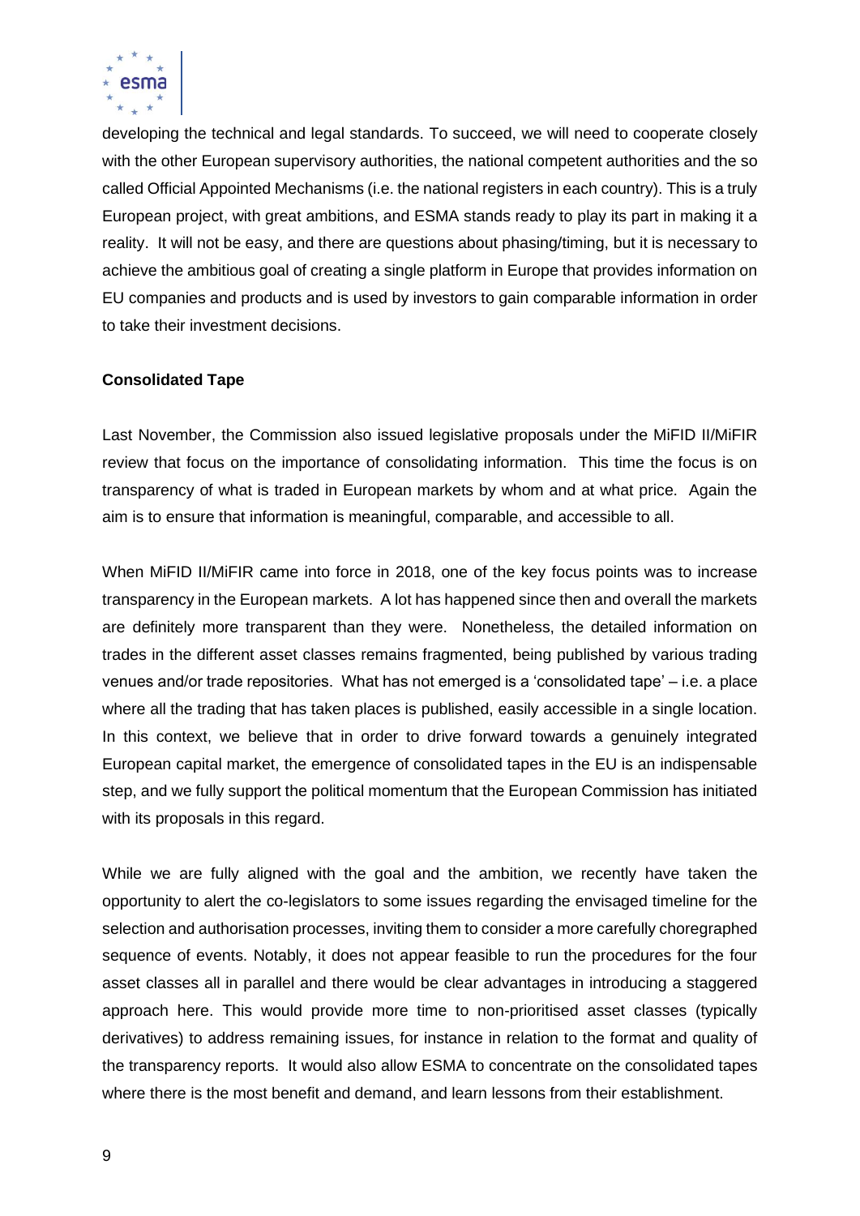developing the technical and legal standards. To succeed, we will need to cooperate closely with the other European supervisory authorities, the national competent authorities and the so called Official Appointed Mechanisms (i.e. the national registers in each country). This is a truly European project, with great ambitions, and ESMA stands ready to play its part in making it a reality. It will not be easy, and there are questions about phasing/timing, but it is necessary to achieve the ambitious goal of creating a single platform in Europe that provides information on EU companies and products and is used by investors to gain comparable information in order to take their investment decisions.

**Consolidated Tape**

Last November, the Commission also issued legislative proposals under the MiFID II/MiFIR review that focus on the importance of consolidating information. This time the focus is on transparency of what is traded in European markets by whom and at what price. Again the aim is to ensure that information is meaningful, comparable, and accessible to all.

When MiFID II/MiFIR came into force in 2018, one of the key focus points was to increase transparency in the European markets. A lot has happened since then and overall the markets are definitely more transparent than they were. Nonetheless, the detailed information on trades in the different asset classes remains fragmented, being published by various trading venues and/or trade repositories. What has not emerged is a 'consolidated tape' – i.e. a place where all the trading that has taken places is published, easily accessible in a single location. In this context, we believe that in order to drive forward towards a genuinely integrated European capital market, the emergence of consolidated tapes in the EU is an indispensable step, and we fully support the political momentum that the European Commission has initiated with its proposals in this regard.

While we are fully aligned with the goal and the ambition, we recently have taken the opportunity to alert the co-legislators to some issues regarding the envisaged timeline for the selection and authorisation processes, inviting them to consider a more carefully choregraphed sequence of events. Notably, it does not appear feasible to run the procedures for the four asset classes all in parallel and there would be clear advantages in introducing a staggered approach here. This would provide more time to non-prioritised asset classes (typically derivatives) to address remaining issues, for instance in relation to the format and quality of the transparency reports. It would also allow ESMA to concentrate on the consolidated tapes where there is the most benefit and demand, and learn lessons from their establishment.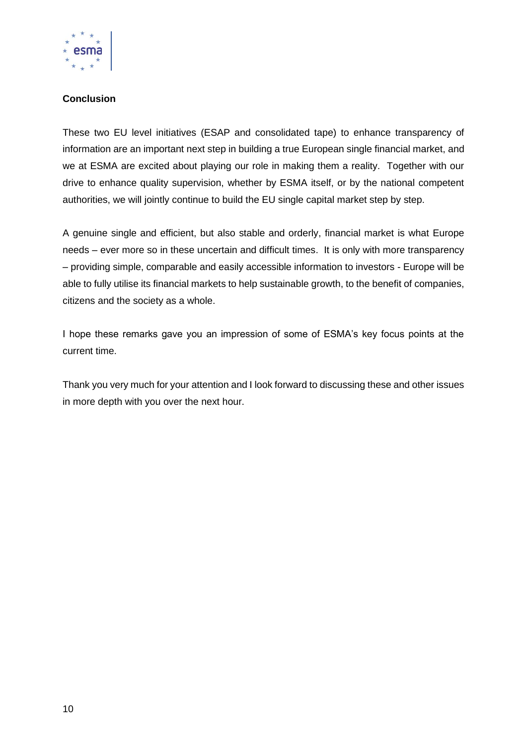**Conclusion**

These two EU level initiatives (ESAP and consolidated tape) to enhance transparency of information are an important next step in building a true European single financial market, and we at ESMA are excited about playing our role in making them a reality. Together with our drive to enhance quality supervision, whether by ESMA itself, or by the national competent authorities, we will jointly continue to build the EU single capital market step by step.

A genuine single and efficient, but also stable and orderly, financial market is what Europe needs – ever more so in these uncertain and difficult times. It is only with more transparency – providing simple, comparable and easily accessible information to investors - Europe will be able to fully utilise its financial markets to help sustainable growth, to the benefit of companies, citizens and the society as a whole.

I hope these remarks gave you an impression of some of ESMA's key focus points at the current time.

Thank you very much for your attention and I look forward to discussing these and other issues in more depth with you over the next hour.